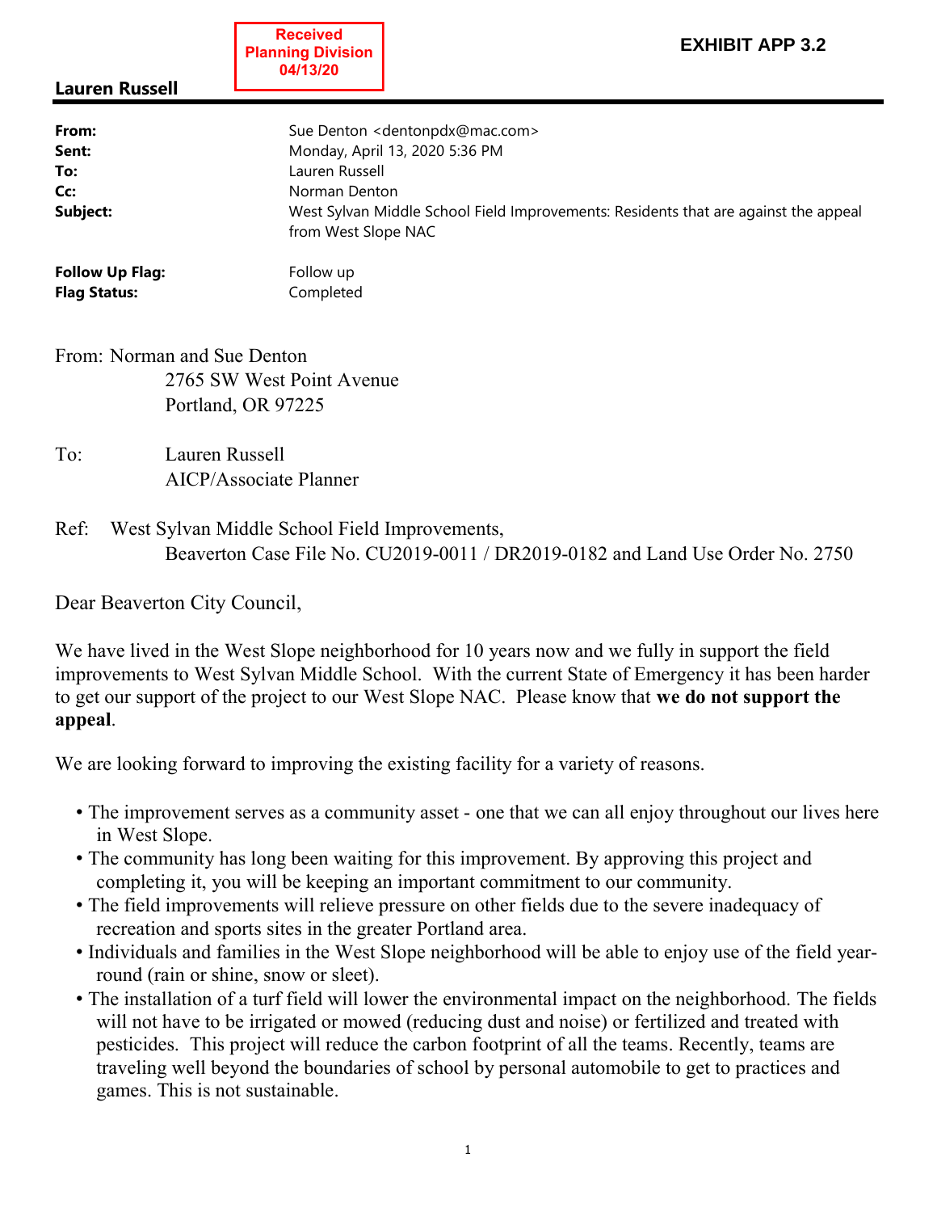**Received Planning Division 04/13/20**

**EXHIBIT APP 3.2**

**Lauren Russell**

| | |
|---|---|
| **From:** | Sue Denton <dentonpdx@mac.com> |
| **Sent:** | Monday, April 13, 2020 5:36 PM |
| **To:** | Lauren Russell |
| **Cc:** | Norman Denton |
| **Subject:** | West Sylvan Middle School Field Improvements: Residents that are against the appeal from West Slope NAC |
| **Follow Up Flag:** | Follow up |
| **Flag Status:** | Completed |

From: Norman and Sue Denton
2765 SW West Point Avenue
Portland, OR 97225

To: Lauren Russell
AICP/Associate Planner

Ref: West Sylvan Middle School Field Improvements,
Beaverton Case File No. CU2019-0011 / DR2019-0182 and Land Use Order No. 2750

Dear Beaverton City Council,

We have lived in the West Slope neighborhood for 10 years now and we fully in support the field improvements to West Sylvan Middle School. With the current State of Emergency it has been harder to get our support of the project to our West Slope NAC. Please know that **we do not support the appeal**.

We are looking forward to improving the existing facility for a variety of reasons.

- The improvement serves as a community asset - one that we can all enjoy throughout our lives here in West Slope.
- The community has long been waiting for this improvement. By approving this project and completing it, you will be keeping an important commitment to our community.
- The field improvements will relieve pressure on other fields due to the severe inadequacy of recreation and sports sites in the greater Portland area.
- Individuals and families in the West Slope neighborhood will be able to enjoy use of the field year-round (rain or shine, snow or sleet).
- The installation of a turf field will lower the environmental impact on the neighborhood. The fields will not have to be irrigated or mowed (reducing dust and noise) or fertilized and treated with pesticides. This project will reduce the carbon footprint of all the teams. Recently, teams are traveling well beyond the boundaries of school by personal automobile to get to practices and games. This is not sustainable.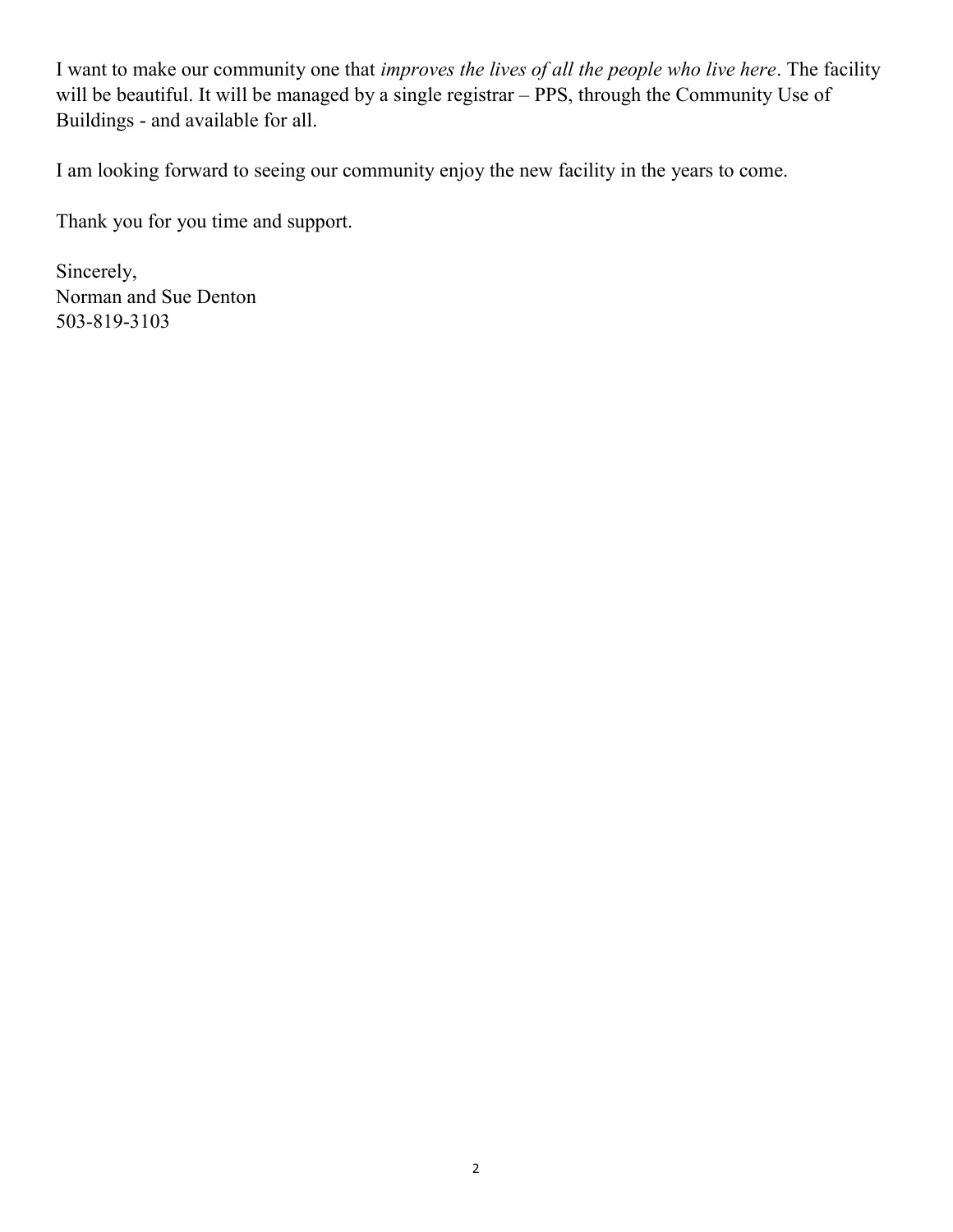I want to make our community one that *improves the lives of all the people who live here*. The facility will be beautiful. It will be managed by a single registrar – PPS, through the Community Use of Buildings - and available for all.

I am looking forward to seeing our community enjoy the new facility in the years to come.

Thank you for you time and support.

Sincerely,
Norman and Sue Denton
503-819-3103